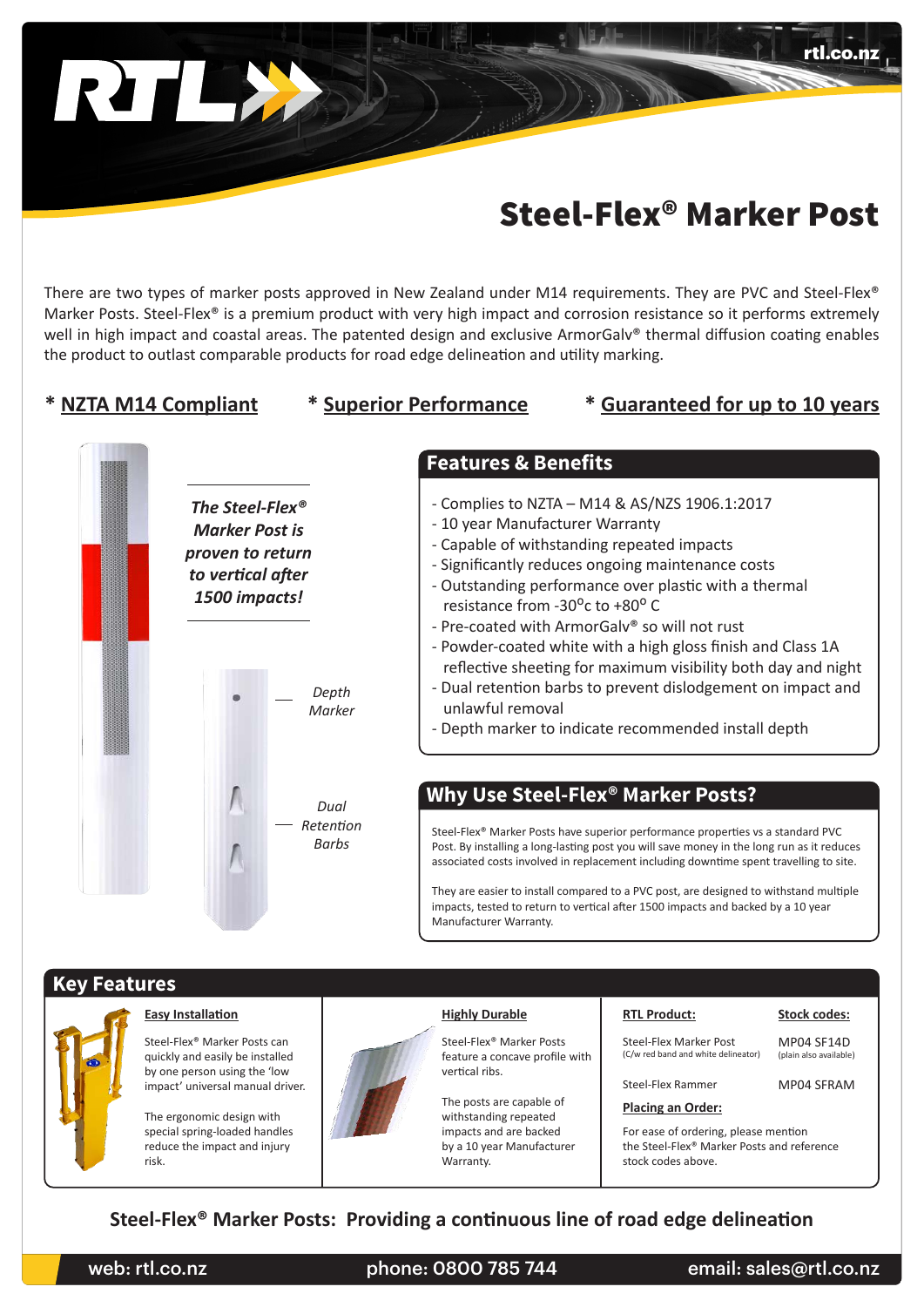# Steel-Flex® Marker Post

There are two types of marker posts approved in New Zealand under M14 requirements. They are PVC and Steel-Flex® Marker Posts. Steel-Flex® is a premium product with very high impact and corrosion resistance so it performs extremely well in high impact and coastal areas. The patented design and exclusive ArmorGalv® thermal diffusion coating enables the product to outlast comparable products for road edge delineation and utility marking.

\* **NZTA M14 Compliant** \* **Superior Performance** \* **Guaranteed for up to 10 years**

***The Steel-Flex® Marker Post is proven to return to vertical after 1500 impacts!***

*Depth Marker*

*Dual Retention Barbs*

## Features & Benefits

- Complies to NZTA – M14 & AS/NZS 1906.1:2017
- 10 year Manufacturer Warranty
- Capable of withstanding repeated impacts
- Significantly reduces ongoing maintenance costs
- Outstanding performance over plastic with a thermal resistance from -30°c to +80° C
- Pre-coated with ArmorGalv® so will not rust
- Powder-coated white with a high gloss finish and Class 1A reflective sheeting for maximum visibility both day and night
- Dual retention barbs to prevent dislodgement on impact and unlawful removal
- Depth marker to indicate recommended install depth

## Why Use Steel-Flex® Marker Posts?

Steel-Flex® Marker Posts have superior performance properties vs a standard PVC Post. By installing a long-lasting post you will save money in the long run as it reduces associated costs involved in replacement including downtime spent travelling to site.

They are easier to install compared to a PVC post, are designed to withstand multiple impacts, tested to return to vertical after 1500 impacts and backed by a 10 year Manufacturer Warranty.

## Key Features

**Easy Installation**

Steel-Flex® Marker Posts can quickly and easily be installed by one person using the 'low impact' universal manual driver.

The ergonomic design with special spring-loaded handles reduce the impact and injury risk.

**Highly Durable**

Steel-Flex® Marker Posts feature a concave profile with vertical ribs.

The posts are capable of withstanding repeated impacts and are backed by a 10 year Manufacturer Warranty.

| RTL Product: | Stock codes: |
|---|---|
| Steel-Flex Marker Post (C/w red band and white delineator) | MP04 SF14D (plain also available) |
| Steel-Flex Rammer | MP04 SFRAM |

**Placing an Order:**

For ease of ordering, please mention the Steel-Flex® Marker Posts and reference stock codes above.

**Steel-Flex® Marker Posts: Providing a continuous line of road edge delineation**

web: rtl.co.nz phone: 0800 785 744 email: sales@rtl.co.nz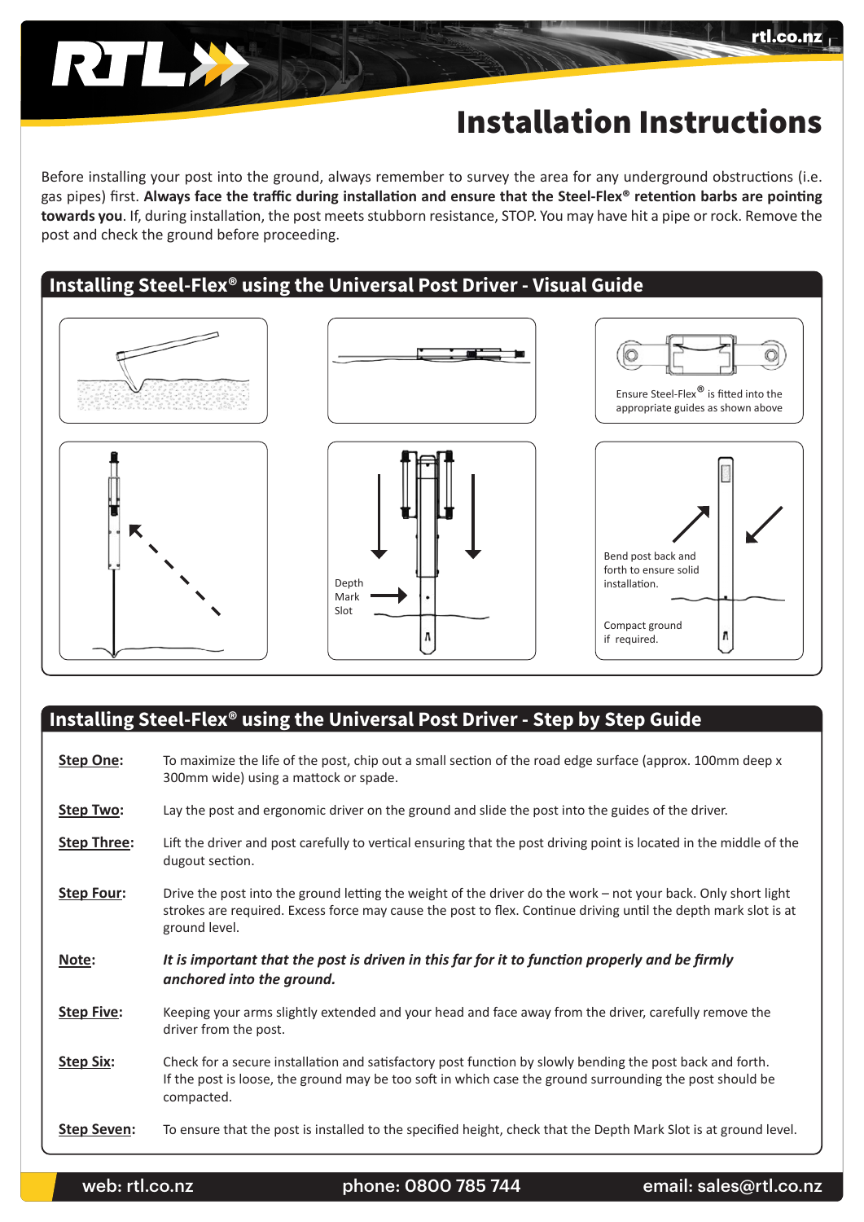# Installation Instructions

Before installing your post into the ground, always remember to survey the area for any underground obstructions (i.e. gas pipes) first. **Always face the traffic during installation and ensure that the Steel-Flex® retention barbs are pointing towards you**. If, during installation, the post meets stubborn resistance, STOP. You may have hit a pipe or rock. Remove the post and check the ground before proceeding.

## Installing Steel-Flex® using the Universal Post Driver - Visual Guide

Ensure Steel-Flex® is fitted into the appropriate guides as shown above

Depth Mark Slot

Bend post back and forth to ensure solid installation.

Compact ground if required.

## Installing Steel-Flex® using the Universal Post Driver - Step by Step Guide

**Step One**: To maximize the life of the post, chip out a small section of the road edge surface (approx. 100mm deep x 300mm wide) using a mattock or spade.

**Step Two**: Lay the post and ergonomic driver on the ground and slide the post into the guides of the driver.

**Step Three**: Lift the driver and post carefully to vertical ensuring that the post driving point is located in the middle of the dugout section.

**Step Four**: Drive the post into the ground letting the weight of the driver do the work – not your back. Only short light strokes are required. Excess force may cause the post to flex. Continue driving until the depth mark slot is at ground level.

**Note**: ***It is important that the post is driven in this far for it to function properly and be firmly anchored into the ground.***

**Step Five**: Keeping your arms slightly extended and your head and face away from the driver, carefully remove the driver from the post.

**Step Six**: Check for a secure installation and satisfactory post function by slowly bending the post back and forth. If the post is loose, the ground may be too soft in which case the ground surrounding the post should be compacted.

**Step Seven**: To ensure that the post is installed to the specified height, check that the Depth Mark Slot is at ground level.

web: rtl.co.nz phone: 0800 785 744 email: sales@rtl.co.nz